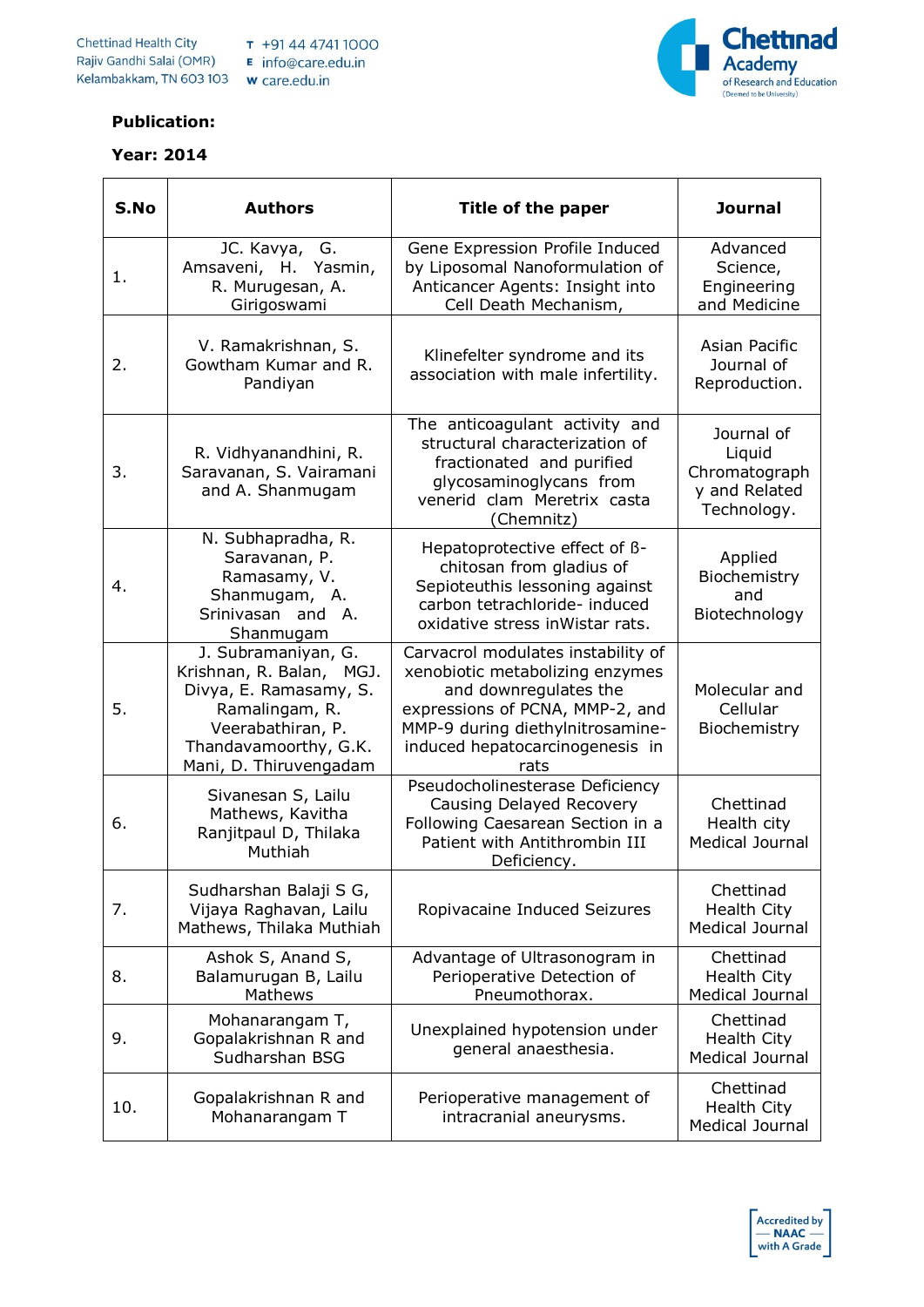**Publication:**

**Year: 2014**

| S.No | Authors | Title of the paper | Journal |
|---|---|---|---|
| 1. | JC. Kavya, G. Amsaveni, H. Yasmin, R. Murugesan, A. Girigoswami | Gene Expression Profile Induced by Liposomal Nanoformulation of Anticancer Agents: Insight into Cell Death Mechanism, | Advanced Science, Engineering and Medicine |
| 2. | V. Ramakrishnan, S. Gowtham Kumar and R. Pandiyan | Klinefelter syndrome and its association with male infertility. | Asian Pacific Journal of Reproduction. |
| 3. | R. Vidhyanandhini, R. Saravanan, S. Vairamani and A. Shanmugam | The anticoagulant activity and structural characterization of fractionated and purified glycosaminoglycans from venerid clam Meretrix casta (Chemnitz) | Journal of Liquid Chromatography and Related Technology. |
| 4. | N. Subhapradha, R. Saravanan, P. Ramasamy, V. Shanmugam, A. Srinivasan and A. Shanmugam | Hepatoprotective effect of β-chitosan from gladius of Sepioteuthis lessoning against carbon tetrachloride- induced oxidative stress inWistar rats. | Applied Biochemistry and Biotechnology |
| 5. | J. Subramaniyan, G. Krishnan, R. Balan, MGJ. Divya, E. Ramasamy, S. Ramalingam, R. Veerabathiran, P. Thandavamoorthy, G.K. Mani, D. Thiruvengadam | Carvacrol modulates instability of xenobiotic metabolizing enzymes and downregulates the expressions of PCNA, MMP-2, and MMP-9 during diethylnitrosamine-induced hepatocarcinogenesis in rats | Molecular and Cellular Biochemistry |
| 6. | Sivanesan S, Lailu Mathews, Kavitha Ranjitpaul D, Thilaka Muthiah | Pseudocholinesterase Deficiency Causing Delayed Recovery Following Caesarean Section in a Patient with Antithrombin III Deficiency. | Chettinad Health city Medical Journal |
| 7. | Sudharshan Balaji S G, Vijaya Raghavan, Lailu Mathews, Thilaka Muthiah | Ropivacaine Induced Seizures | Chettinad Health City Medical Journal |
| 8. | Ashok S, Anand S, Balamurugan B, Lailu Mathews | Advantage of Ultrasonogram in Perioperative Detection of Pneumothorax. | Chettinad Health City Medical Journal |
| 9. | Mohanarangam T, Gopalakrishnan R and Sudharshan BSG | Unexplained hypotension under general anaesthesia. | Chettinad Health City Medical Journal |
| 10. | Gopalakrishnan R and Mohanarangam T | Perioperative management of intracranial aneurysms. | Chettinad Health City Medical Journal |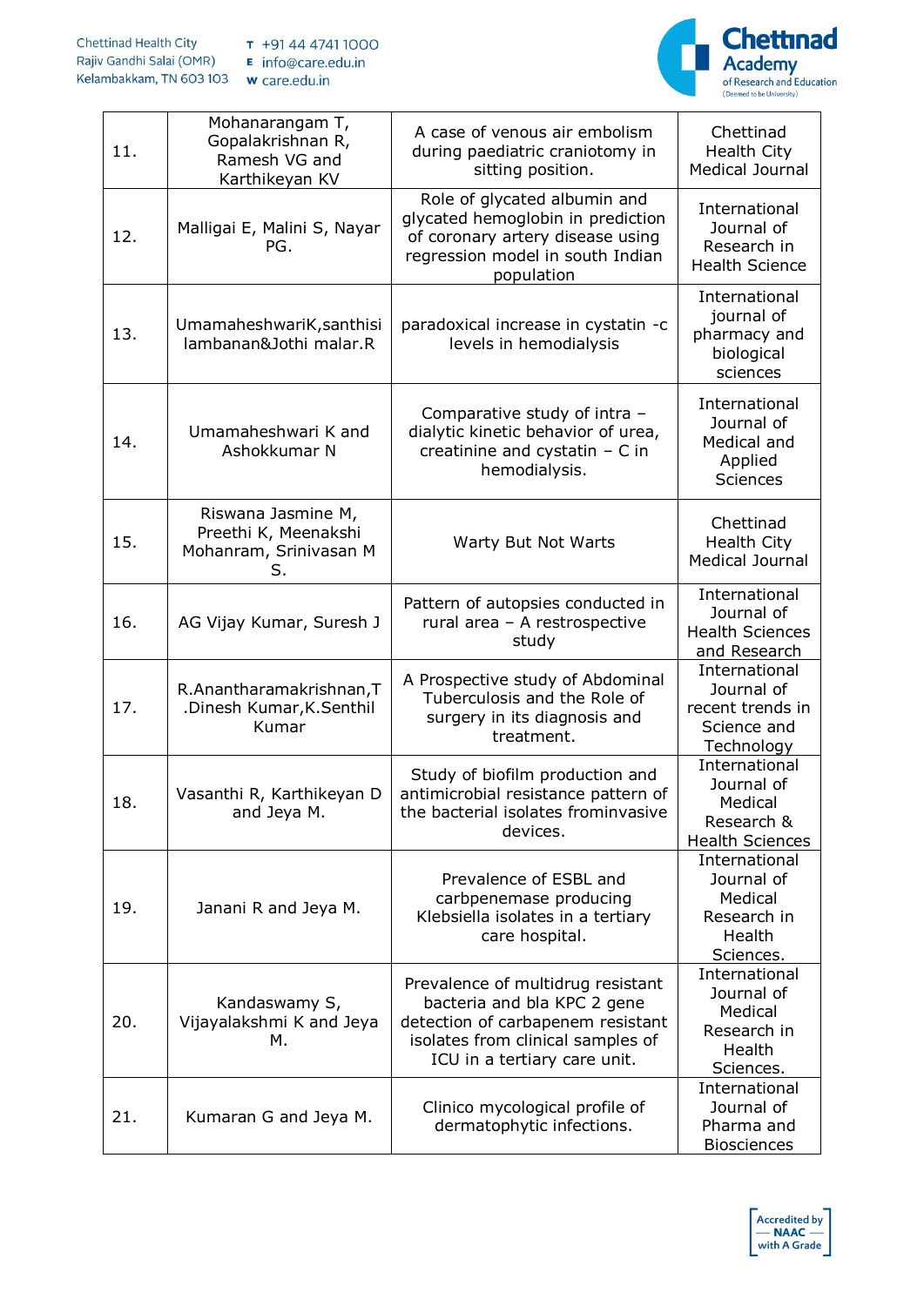| 11. | Mohanarangam T, Gopalakrishnan R, Ramesh VG and Karthikeyan KV | A case of venous air embolism during paediatric craniotomy in sitting position. | Chettinad Health City Medical Journal |
|---|---|---|---|
| 12. | Malligai E, Malini S, Nayar PG. | Role of glycated albumin and glycated hemoglobin in prediction of coronary artery disease using regression model in south Indian population | International Journal of Research in Health Science |
| 13. | UmamaheshwariK,santhisi lambanan&Jothi malar.R | paradoxical increase in cystatin -c levels in hemodialysis | International journal of pharmacy and biological sciences |
| 14. | Umamaheshwari K and Ashokkumar N | Comparative study of intra – dialytic kinetic behavior of urea, creatinine and cystatin – C in hemodialysis. | International Journal of Medical and Applied Sciences |
| 15. | Riswana Jasmine M, Preethi K, Meenakshi Mohanram, Srinivasan M S. | Warty But Not Warts | Chettinad Health City Medical Journal |
| 16. | AG Vijay Kumar, Suresh J | Pattern of autopsies conducted in rural area – A restrospective study | International Journal of Health Sciences and Research |
| 17. | R.Anantharamakrishnan,T .Dinesh Kumar,K.Senthil Kumar | A Prospective study of Abdominal Tuberculosis and the Role of surgery in its diagnosis and treatment. | International Journal of recent trends in Science and Technology |
| 18. | Vasanthi R, Karthikeyan D and Jeya M. | Study of biofilm production and antimicrobial resistance pattern of the bacterial isolates frominvasive devices. | International Journal of Medical Research & Health Sciences |
| 19. | Janani R and Jeya M. | Prevalence of ESBL and carbpenemase producing Klebsiella isolates in a tertiary care hospital. | International Journal of Medical Research in Health Sciences. |
| 20. | Kandaswamy S, Vijayalakshmi K and Jeya M. | Prevalence of multidrug resistant bacteria and bla KPC 2 gene detection of carbapenem resistant isolates from clinical samples of ICU in a tertiary care unit. | International Journal of Medical Research in Health Sciences. |
| 21. | Kumaran G and Jeya M. | Clinico mycological profile of dermatophytic infections. | International Journal of Pharma and Biosciences |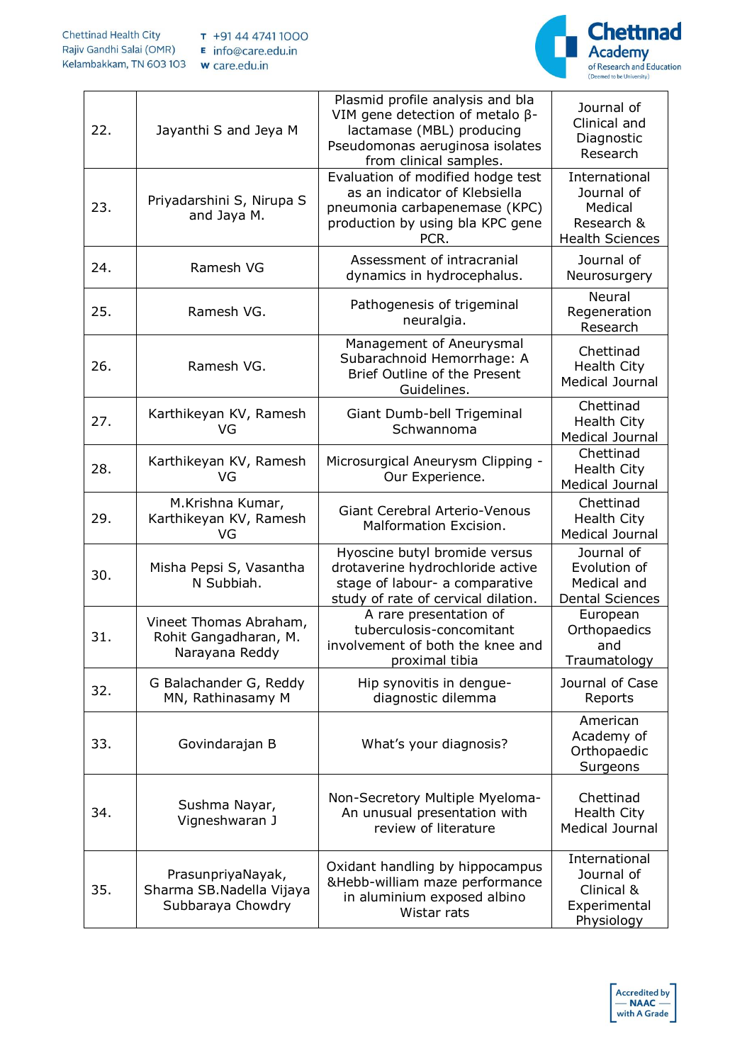| 22. | Jayanthi S and Jeya M | Plasmid profile analysis and bla VIM gene detection of metalo β-lactamase (MBL) producing Pseudomonas aeruginosa isolates from clinical samples. | Journal of Clinical and Diagnostic Research |
|---|---|---|---|
| 23. | Priyadarshini S, Nirupa S and Jaya M. | Evaluation of modified hodge test as an indicator of Klebsiella pneumonia carbapenemase (KPC) production by using bla KPC gene PCR. | International Journal of Medical Research & Health Sciences |
| 24. | Ramesh VG | Assessment of intracranial dynamics in hydrocephalus. | Journal of Neurosurgery |
| 25. | Ramesh VG. | Pathogenesis of trigeminal neuralgia. | Neural Regeneration Research |
| 26. | Ramesh VG. | Management of Aneurysmal Subarachnoid Hemorrhage: A Brief Outline of the Present Guidelines. | Chettinad Health City Medical Journal |
| 27. | Karthikeyan KV, Ramesh VG | Giant Dumb-bell Trigeminal Schwannoma | Chettinad Health City Medical Journal |
| 28. | Karthikeyan KV, Ramesh VG | Microsurgical Aneurysm Clipping - Our Experience. | Chettinad Health City Medical Journal |
| 29. | M.Krishna Kumar, Karthikeyan KV, Ramesh VG | Giant Cerebral Arterio-Venous Malformation Excision. | Chettinad Health City Medical Journal |
| 30. | Misha Pepsi S, Vasantha N Subbiah. | Hyoscine butyl bromide versus drotaverine hydrochloride active stage of labour- a comparative study of rate of cervical dilation. | Journal of Evolution of Medical and Dental Sciences |
| 31. | Vineet Thomas Abraham, Rohit Gangadharan, M. Narayana Reddy | A rare presentation of tuberculosis-concomitant involvement of both the knee and proximal tibia | European Orthopaedics and Traumatology |
| 32. | G Balachander G, Reddy MN, Rathinasamy M | Hip synovitis in dengue-diagnostic dilemma | Journal of Case Reports |
| 33. | Govindarajan B | What's your diagnosis? | American Academy of Orthopaedic Surgeons |
| 34. | Sushma Nayar, Vigneshwaran J | Non-Secretory Multiple Myeloma-An unusual presentation with review of literature | Chettinad Health City Medical Journal |
| 35. | PrasunpriyaNayak, Sharma SB.Nadella Vijaya Subbaraya Chowdry | Oxidant handling by hippocampus &Hebb-william maze performance in aluminium exposed albino Wistar rats | International Journal of Clinical & Experimental Physiology |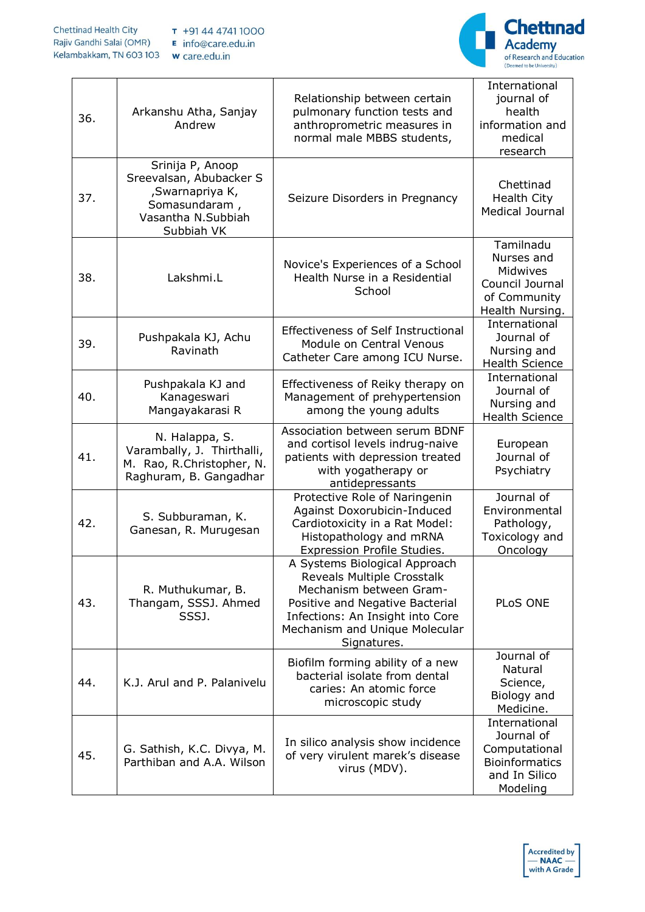| 36. | Arkanshu Atha, Sanjay Andrew | Relationship between certain pulmonary function tests and anthroprometric measures in normal male MBBS students, | International journal of health information and medical research |
|---|---|---|---|
| 37. | Srinija P, Anoop Sreevalsan, Abubacker S ,Swarnapriya K, Somasundaram , Vasantha N.Subbiah Subbiah VK | Seizure Disorders in Pregnancy | Chettinad Health City Medical Journal |
| 38. | Lakshmi.L | Novice's Experiences of a School Health Nurse in a Residential School | Tamilnadu Nurses and Midwives Council Journal of Community Health Nursing. |
| 39. | Pushpakala KJ, Achu Ravinath | Effectiveness of Self Instructional Module on Central Venous Catheter Care among ICU Nurse. | International Journal of Nursing and Health Science |
| 40. | Pushpakala KJ and Kanageswari Mangayakarasi R | Effectiveness of Reiky therapy on Management of prehypertension among the young adults | International Journal of Nursing and Health Science |
| 41. | N. Halappa, S. Varambally, J. Thirthalli, M. Rao, R.Christopher, N. Raghuram, B. Gangadhar | Association between serum BDNF and cortisol levels indrug-naive patients with depression treated with yogatherapy or antidepressants | European Journal of Psychiatry |
| 42. | S. Subburaman, K. Ganesan, R. Murugesan | Protective Role of Naringenin Against Doxorubicin-Induced Cardiotoxicity in a Rat Model: Histopathology and mRNA Expression Profile Studies. | Journal of Environmental Pathology, Toxicology and Oncology |
| 43. | R. Muthukumar, B. Thangam, SSSJ. Ahmed SSSJ. | A Systems Biological Approach Reveals Multiple Crosstalk Mechanism between Gram-Positive and Negative Bacterial Infections: An Insight into Core Mechanism and Unique Molecular Signatures. | PLoS ONE |
| 44. | K.J. Arul and P. Palanivelu | Biofilm forming ability of a new bacterial isolate from dental caries: An atomic force microscopic study | Journal of Natural Science, Biology and Medicine. |
| 45. | G. Sathish, K.C. Divya, M. Parthiban and A.A. Wilson | In silico analysis show incidence of very virulent marek's disease virus (MDV). | International Journal of Computational Bioinformatics and In Silico Modeling |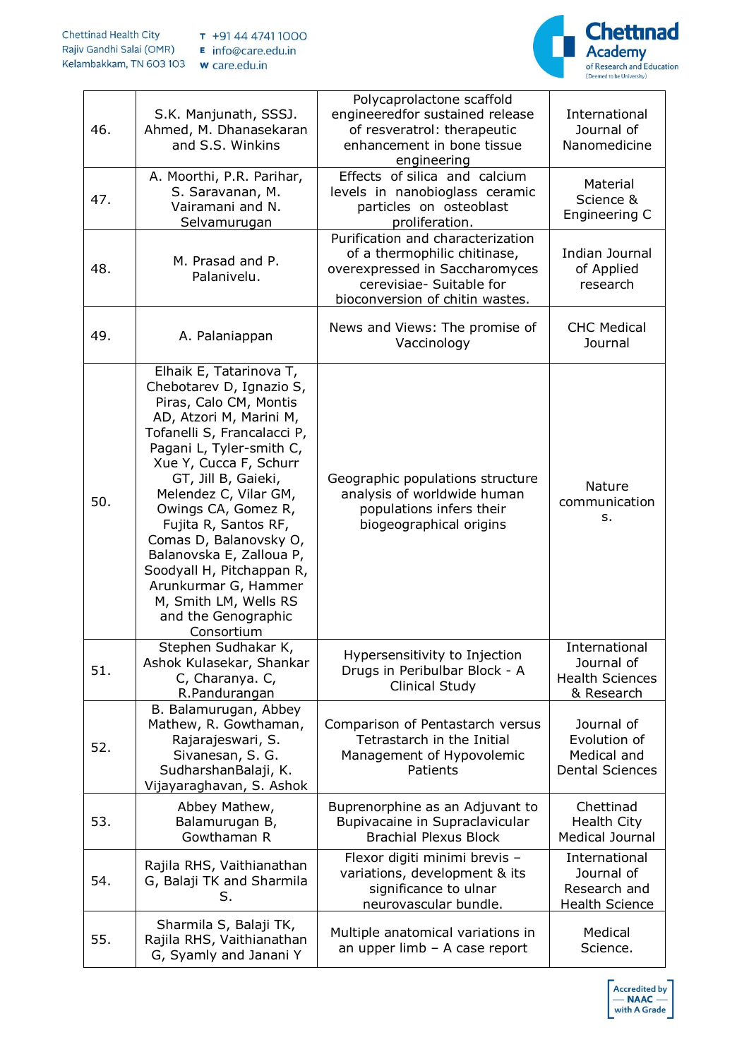| 46. | S.K. Manjunath, SSSJ. Ahmed, M. Dhanasekaran and S.S. Winkins | Polycaprolactone scaffold engineeredfor sustained release of resveratrol: therapeutic enhancement in bone tissue engineering | International Journal of Nanomedicine |
|---|---|---|---|
| 47. | A. Moorthi, P.R. Parihar, S. Saravanan, M. Vairamani and N. Selvamurugan | Effects of silica and calcium levels in nanobioglass ceramic particles on osteoblast proliferation. | Material Science & Engineering C |
| 48. | M. Prasad and P. Palanivelu. | Purification and characterization of a thermophilic chitinase, overexpressed in Saccharomyces cerevisiae- Suitable for bioconversion of chitin wastes. | Indian Journal of Applied research |
| 49. | A. Palaniappan | News and Views: The promise of Vaccinology | CHC Medical Journal |
| 50. | Elhaik E, Tatarinova T, Chebotarev D, Ignazio S, Piras, Calo CM, Montis AD, Atzori M, Marini M, Tofanelli S, Francalacci P, Pagani L, Tyler-smith C, Xue Y, Cucca F, Schurr GT, Jill B, Gaieki, Melendez C, Vilar GM, Owings CA, Gomez R, Fujita R, Santos RF, Comas D, Balanovsky O, Balanovska E, Zalloua P, Soodyall H, Pitchappan R, Arunkurmar G, Hammer M, Smith LM, Wells RS and the Genographic Consortium | Geographic populations structure analysis of worldwide human populations infers their biogeographical origins | Nature communications. |
| 51. | Stephen Sudhakar K, Ashok Kulasekar, Shankar C, Charanya. C, R.Pandurangan | Hypersensitivity to Injection Drugs in Peribulbar Block - A Clinical Study | International Journal of Health Sciences & Research |
| 52. | B. Balamurugan, Abbey Mathew, R. Gowthaman, Rajarajeswari, S. Sivanesan, S. G. SudharshanBalaji, K. Vijayaraghavan, S. Ashok | Comparison of Pentastarch versus Tetrastarch in the Initial Management of Hypovolemic Patients | Journal of Evolution of Medical and Dental Sciences |
| 53. | Abbey Mathew, Balamurugan B, Gowthaman R | Buprenorphine as an Adjuvant to Bupivacaine in Supraclavicular Brachial Plexus Block | Chettinad Health City Medical Journal |
| 54. | Rajila RHS, Vaithianathan G, Balaji TK and Sharmila S. | Flexor digiti minimi brevis – variations, development & its significance to ulnar neurovascular bundle. | International Journal of Research and Health Science |
| 55. | Sharmila S, Balaji TK, Rajila RHS, Vaithianathan G, Syamly and Janani Y | Multiple anatomical variations in an upper limb – A case report | Medical Science. |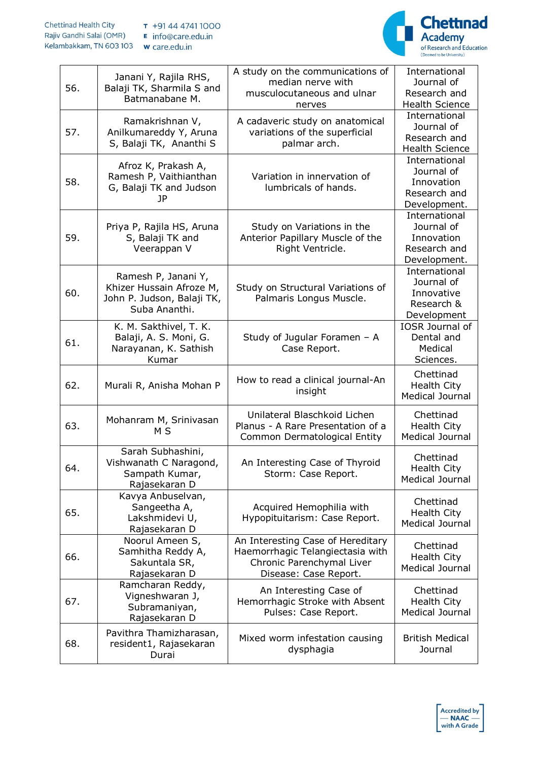| 56. | Janani Y, Rajila RHS, Balaji TK, Sharmila S and Batmanabane M. | A study on the communications of median nerve with musculocutaneous and ulnar nerves | International Journal of Research and Health Science |
|---|---|---|---|
| 57. | Ramakrishnan V, Anilkumareddy Y, Aruna S, Balaji TK, Ananthi S | A cadaveric study on anatomical variations of the superficial palmar arch. | International Journal of Research and Health Science |
| 58. | Afroz K, Prakash A, Ramesh P, Vaithianthan G, Balaji TK and Judson JP | Variation in innervation of lumbricals of hands. | International Journal of Innovation Research and Development. |
| 59. | Priya P, Rajila HS, Aruna S, Balaji TK and Veerappan V | Study on Variations in the Anterior Papillary Muscle of the Right Ventricle. | International Journal of Innovation Research and Development. |
| 60. | Ramesh P, Janani Y, Khizer Hussain Afroze M, John P. Judson, Balaji TK, Suba Ananthi. | Study on Structural Variations of Palmaris Longus Muscle. | International Journal of Innovative Research & Development |
| 61. | K. M. Sakthivel, T. K. Balaji, A. S. Moni, G. Narayanan, K. Sathish Kumar | Study of Jugular Foramen – A Case Report. | IOSR Journal of Dental and Medical Sciences. |
| 62. | Murali R, Anisha Mohan P | How to read a clinical journal-An insight | Chettinad Health City Medical Journal |
| 63. | Mohanram M, Srinivasan M S | Unilateral Blaschkoid Lichen Planus - A Rare Presentation of a Common Dermatological Entity | Chettinad Health City Medical Journal |
| 64. | Sarah Subhashini, Vishwanath C Naragond, Sampath Kumar, Rajasekaran D | An Interesting Case of Thyroid Storm: Case Report. | Chettinad Health City Medical Journal |
| 65. | Kavya Anbuselvan, Sangeetha A, Lakshmidevi U, Rajasekaran D | Acquired Hemophilia with Hypopituitarism: Case Report. | Chettinad Health City Medical Journal |
| 66. | Noorul Ameen S, Samhitha Reddy A, Sakuntala SR, Rajasekaran D | An Interesting Case of Hereditary Haemorrhagic Telangiectasia with Chronic Parenchymal Liver Disease: Case Report. | Chettinad Health City Medical Journal |
| 67. | Ramcharan Reddy, Vigneshwaran J, Subramaniyan, Rajasekaran D | An Interesting Case of Hemorrhagic Stroke with Absent Pulses: Case Report. | Chettinad Health City Medical Journal |
| 68. | Pavithra Thamizharasan, resident1, Rajasekaran Durai | Mixed worm infestation causing dysphagia | British Medical Journal |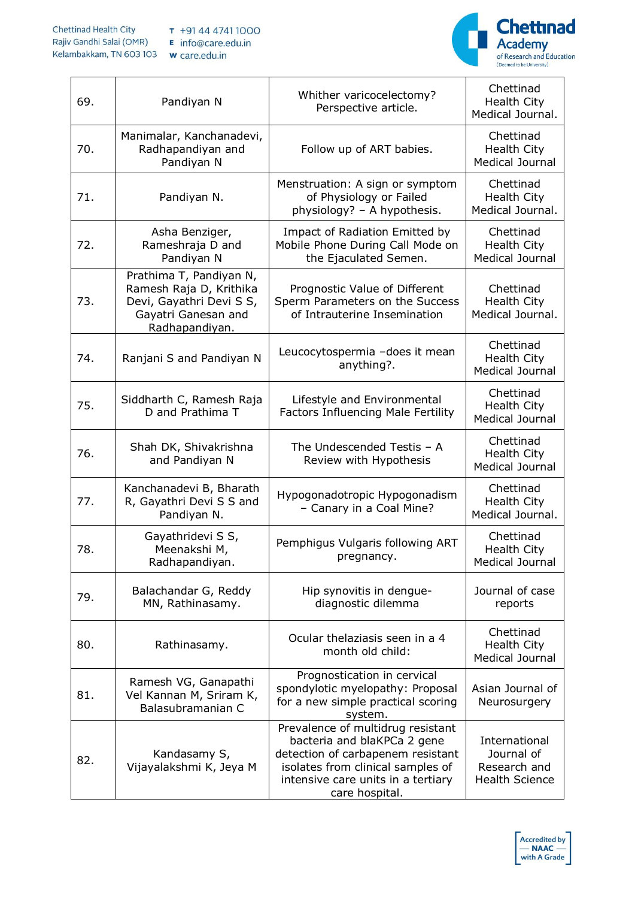| 69. | Pandiyan N | Whither varicocelectomy? Perspective article. | Chettinad Health City Medical Journal. |
|---|---|---|---|
| 70. | Manimalar, Kanchanadevi, Radhapandiyan and Pandiyan N | Follow up of ART babies. | Chettinad Health City Medical Journal |
| 71. | Pandiyan N. | Menstruation: A sign or symptom of Physiology or Failed physiology? – A hypothesis. | Chettinad Health City Medical Journal. |
| 72. | Asha Benziger, Rameshraja D and Pandiyan N | Impact of Radiation Emitted by Mobile Phone During Call Mode on the Ejaculated Semen. | Chettinad Health City Medical Journal |
| 73. | Prathima T, Pandiyan N, Ramesh Raja D, Krithika Devi, Gayathri Devi S S, Gayatri Ganesan and Radhapandiyan. | Prognostic Value of Different Sperm Parameters on the Success of Intrauterine Insemination | Chettinad Health City Medical Journal. |
| 74. | Ranjani S and Pandiyan N | Leucocytospermia –does it mean anything?. | Chettinad Health City Medical Journal |
| 75. | Siddharth C, Ramesh Raja D and Prathima T | Lifestyle and Environmental Factors Influencing Male Fertility | Chettinad Health City Medical Journal |
| 76. | Shah DK, Shivakrishna and Pandiyan N | The Undescended Testis – A Review with Hypothesis | Chettinad Health City Medical Journal |
| 77. | Kanchanadevi B, Bharath R, Gayathri Devi S S and Pandiyan N. | Hypogonadotropic Hypogonadism – Canary in a Coal Mine? | Chettinad Health City Medical Journal. |
| 78. | Gayathridevi S S, Meenakshi M, Radhapandiyan. | Pemphigus Vulgaris following ART pregnancy. | Chettinad Health City Medical Journal |
| 79. | Balachandar G, Reddy MN, Rathinasamy. | Hip synovitis in dengue- diagnostic dilemma | Journal of case reports |
| 80. | Rathinasamy. | Ocular thelaziasis seen in a 4 month old child: | Chettinad Health City Medical Journal |
| 81. | Ramesh VG, Ganapathi Vel Kannan M, Sriram K, Balasubramanian C | Prognostication in cervical spondylotic myelopathy: Proposal for a new simple practical scoring system. | Asian Journal of Neurosurgery |
| 82. | Kandasamy S, Vijayalakshmi K, Jeya M | Prevalence of multidrug resistant bacteria and blaKPCa 2 gene detection of carbapenem resistant isolates from clinical samples of intensive care units in a tertiary care hospital. | International Journal of Research and Health Science |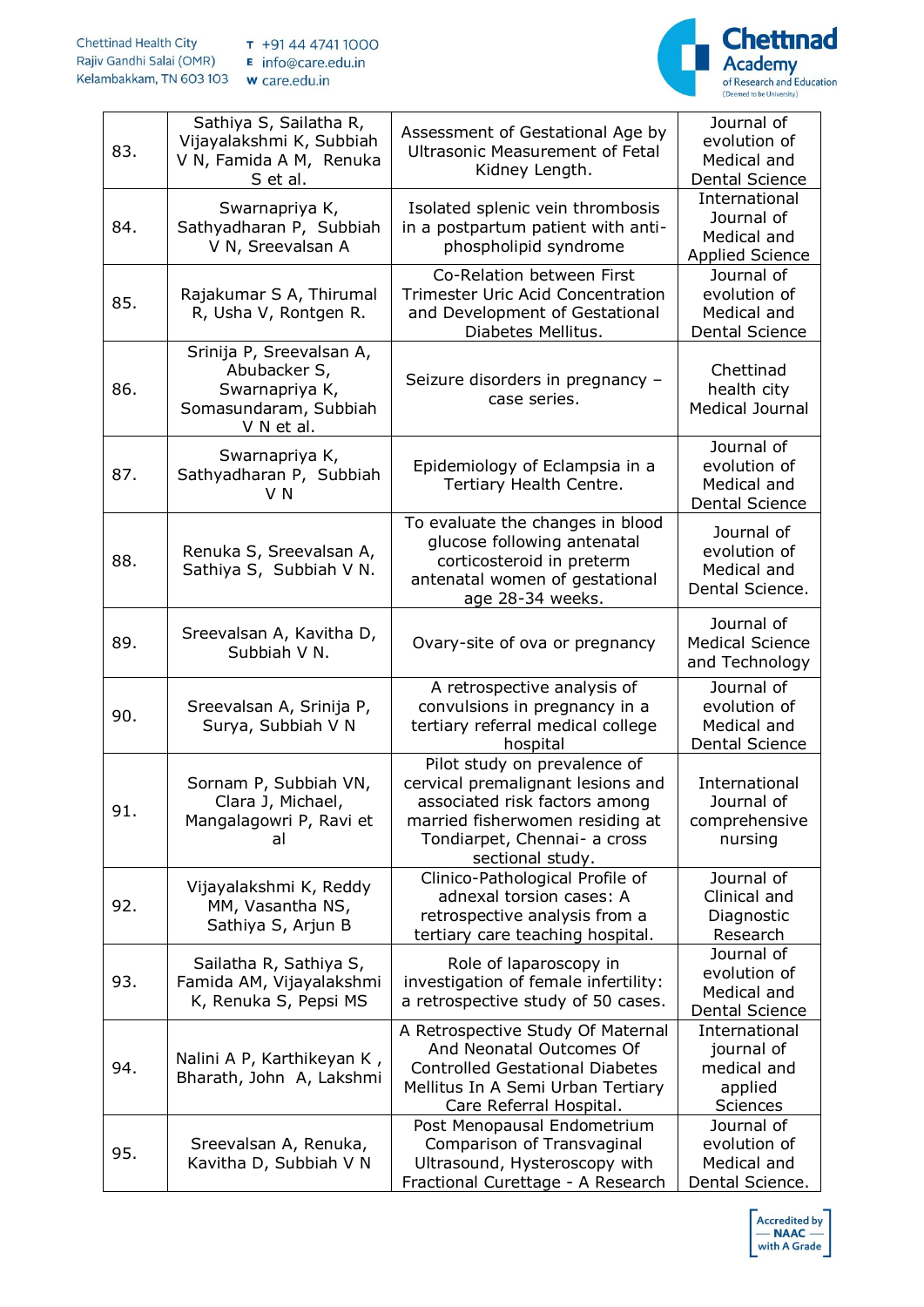| 83. | Sathiya S, Sailatha R, Vijayalakshmi K, Subbiah V N, Famida A M, Renuka S et al. | Assessment of Gestational Age by Ultrasonic Measurement of Fetal Kidney Length. | Journal of evolution of Medical and Dental Science |
|---|---|---|---|
| 84. | Swarnapriya K, Sathyadharan P, Subbiah V N, Sreevalsan A | Isolated splenic vein thrombosis in a postpartum patient with anti-phospholipid syndrome | International Journal of Medical and Applied Science |
| 85. | Rajakumar S A, Thirumal R, Usha V, Rontgen R. | Co-Relation between First Trimester Uric Acid Concentration and Development of Gestational Diabetes Mellitus. | Journal of evolution of Medical and Dental Science |
| 86. | Srinija P, Sreevalsan A, Abubacker S, Swarnapriya K, Somasundaram, Subbiah V N et al. | Seizure disorders in pregnancy – case series. | Chettinad health city Medical Journal |
| 87. | Swarnapriya K, Sathyadharan P, Subbiah V N | Epidemiology of Eclampsia in a Tertiary Health Centre. | Journal of evolution of Medical and Dental Science |
| 88. | Renuka S, Sreevalsan A, Sathiya S, Subbiah V N. | To evaluate the changes in blood glucose following antenatal corticosteroid in preterm antenatal women of gestational age 28-34 weeks. | Journal of evolution of Medical and Dental Science. |
| 89. | Sreevalsan A, Kavitha D, Subbiah V N. | Ovary-site of ova or pregnancy | Journal of Medical Science and Technology |
| 90. | Sreevalsan A, Srinija P, Surya, Subbiah V N | A retrospective analysis of convulsions in pregnancy in a tertiary referral medical college hospital | Journal of evolution of Medical and Dental Science |
| 91. | Sornam P, Subbiah VN, Clara J, Michael, Mangalagowri P, Ravi et al | Pilot study on prevalence of cervical premalignant lesions and associated risk factors among married fisherwomen residing at Tondiarpet, Chennai- a cross sectional study. | International Journal of comprehensive nursing |
| 92. | Vijayalakshmi K, Reddy MM, Vasantha NS, Sathiya S, Arjun B | Clinico-Pathological Profile of adnexal torsion cases: A retrospective analysis from a tertiary care teaching hospital. | Journal of Clinical and Diagnostic Research |
| 93. | Sailatha R, Sathiya S, Famida AM, Vijayalakshmi K, Renuka S, Pepsi MS | Role of laparoscopy in investigation of female infertility: a retrospective study of 50 cases. | Journal of evolution of Medical and Dental Science |
| 94. | Nalini A P, Karthikeyan K , Bharath, John A, Lakshmi | A Retrospective Study Of Maternal And Neonatal Outcomes Of Controlled Gestational Diabetes Mellitus In A Semi Urban Tertiary Care Referral Hospital. | International journal of medical and applied Sciences |
| 95. | Sreevalsan A, Renuka, Kavitha D, Subbiah V N | Post Menopausal Endometrium Comparison of Transvaginal Ultrasound, Hysteroscopy with Fractional Curettage - A Research | Journal of evolution of Medical and Dental Science. |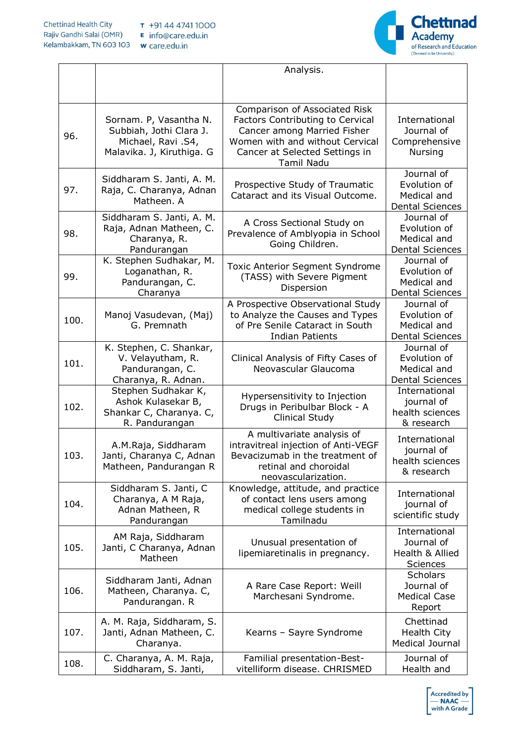|  |  | Analysis. |  |
|---|---|---|---|
| 96. | Sornam. P, Vasantha N. Subbiah, Jothi Clara J. Michael, Ravi .S4, Malavika. J, Kiruthiga. G | Comparison of Associated Risk Factors Contributing to Cervical Cancer among Married Fisher Women with and without Cervical Cancer at Selected Settings in Tamil Nadu | International Journal of Comprehensive Nursing |
| 97. | Siddharam S. Janti, A. M. Raja, C. Charanya, Adnan Matheen. A | Prospective Study of Traumatic Cataract and its Visual Outcome. | Journal of Evolution of Medical and Dental Sciences |
| 98. | Siddharam S. Janti, A. M. Raja, Adnan Matheen, C. Charanya, R. Pandurangan | A Cross Sectional Study on Prevalence of Amblyopia in School Going Children. | Journal of Evolution of Medical and Dental Sciences |
| 99. | K. Stephen Sudhakar, M. Loganathan, R. Pandurangan, C. Charanya | Toxic Anterior Segment Syndrome (TASS) with Severe Pigment Dispersion | Journal of Evolution of Medical and Dental Sciences |
| 100. | Manoj Vasudevan, (Maj) G. Premnath | A Prospective Observational Study to Analyze the Causes and Types of Pre Senile Cataract in South Indian Patients | Journal of Evolution of Medical and Dental Sciences |
| 101. | K. Stephen, C. Shankar, V. Velayutham, R. Pandurangan, C. Charanya, R. Adnan. | Clinical Analysis of Fifty Cases of Neovascular Glaucoma | Journal of Evolution of Medical and Dental Sciences |
| 102. | Stephen Sudhakar K, Ashok Kulasekar B, Shankar C, Charanya. C, R. Pandurangan | Hypersensitivity to Injection Drugs in Peribulbar Block - A Clinical Study | International journal of health sciences & research |
| 103. | A.M.Raja, Siddharam Janti, Charanya C, Adnan Matheen, Pandurangan R | A multivariate analysis of intravitreal injection of Anti-VEGF Bevacizumab in the treatment of retinal and choroidal neovascularization. | International journal of health sciences & research |
| 104. | Siddharam S. Janti, C Charanya, A M Raja, Adnan Matheen, R Pandurangan | Knowledge, attitude, and practice of contact lens users among medical college students in Tamilnadu | International journal of scientific study |
| 105. | AM Raja, Siddharam Janti, C Charanya, Adnan Matheen | Unusual presentation of lipemiaretinalis in pregnancy. | International Journal of Health & Allied Sciences |
| 106. | Siddharam Janti, Adnan Matheen, Charanya. C, Pandurangan. R | A Rare Case Report: Weill Marchesani Syndrome. | Scholars Journal of Medical Case Report |
| 107. | A. M. Raja, Siddharam, S. Janti, Adnan Matheen, C. Charanya. | Kearns – Sayre Syndrome | Chettinad Health City Medical Journal |
| 108. | C. Charanya, A. M. Raja, Siddharam, S. Janti, | Familial presentation-Best-vitelliform disease. CHRISMED | Journal of Health and |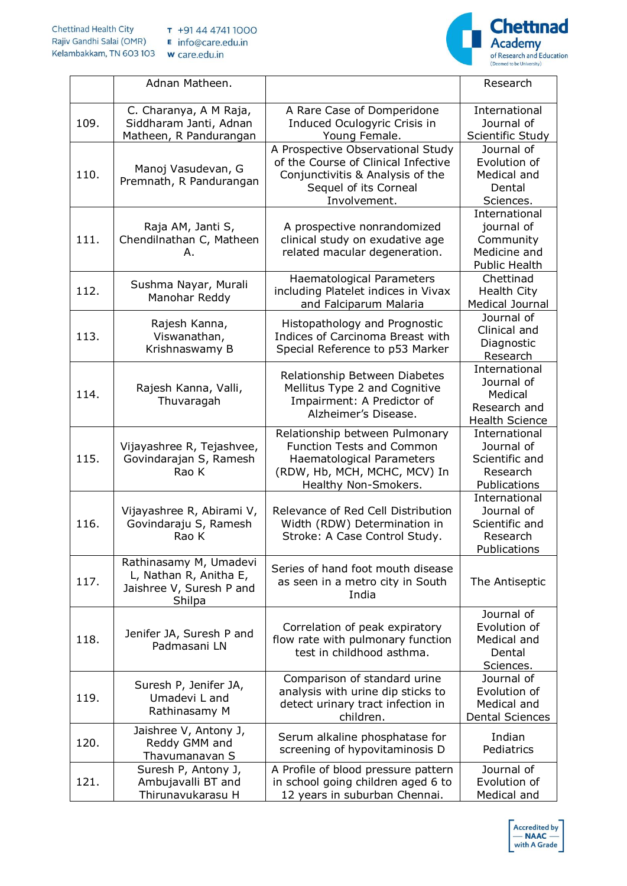|  | Adnan Matheen. |  | Research |
|---|---|---|---|
| 109. | C. Charanya, A M Raja, Siddharam Janti, Adnan Matheen, R Pandurangan | A Rare Case of Domperidone Induced Oculogyric Crisis in Young Female. | International Journal of Scientific Study |
| 110. | Manoj Vasudevan, G Premnath, R Pandurangan | A Prospective Observational Study of the Course of Clinical Infective Conjunctivitis & Analysis of the Sequel of its Corneal Involvement. | Journal of Evolution of Medical and Dental Sciences. |
| 111. | Raja AM, Janti S, Chendilnathan C, Matheen A. | A prospective nonrandomized clinical study on exudative age related macular degeneration. | International journal of Community Medicine and Public Health |
| 112. | Sushma Nayar, Murali Manohar Reddy | Haematological Parameters including Platelet indices in Vivax and Falciparum Malaria | Chettinad Health City Medical Journal |
| 113. | Rajesh Kanna, Viswanathan, Krishnaswamy B | Histopathology and Prognostic Indices of Carcinoma Breast with Special Reference to p53 Marker | Journal of Clinical and Diagnostic Research |
| 114. | Rajesh Kanna, Valli, Thuvaragah | Relationship Between Diabetes Mellitus Type 2 and Cognitive Impairment: A Predictor of Alzheimer's Disease. | International Journal of Medical Research and Health Science |
| 115. | Vijayashree R, Tejashvee, Govindarajan S, Ramesh Rao K | Relationship between Pulmonary Function Tests and Common Haematological Parameters (RDW, Hb, MCH, MCHC, MCV) In Healthy Non-Smokers. | International Journal of Scientific and Research Publications |
| 116. | Vijayashree R, Abirami V, Govindaraju S, Ramesh Rao K | Relevance of Red Cell Distribution Width (RDW) Determination in Stroke: A Case Control Study. | International Journal of Scientific and Research Publications |
| 117. | Rathinasamy M, Umadevi L, Nathan R, Anitha E, Jaishree V, Suresh P and Shilpa | Series of hand foot mouth disease as seen in a metro city in South India | The Antiseptic |
| 118. | Jenifer JA, Suresh P and Padmasani LN | Correlation of peak expiratory flow rate with pulmonary function test in childhood asthma. | Journal of Evolution of Medical and Dental Sciences. |
| 119. | Suresh P, Jenifer JA, Umadevi L and Rathinasamy M | Comparison of standard urine analysis with urine dip sticks to detect urinary tract infection in children. | Journal of Evolution of Medical and Dental Sciences |
| 120. | Jaishree V, Antony J, Reddy GMM and Thavumanavan S | Serum alkaline phosphatase for screening of hypovitaminosis D | Indian Pediatrics |
| 121. | Suresh P, Antony J, Ambujavalli BT and Thirunavukarasu H | A Profile of blood pressure pattern in school going children aged 6 to 12 years in suburban Chennai. | Journal of Evolution of Medical and |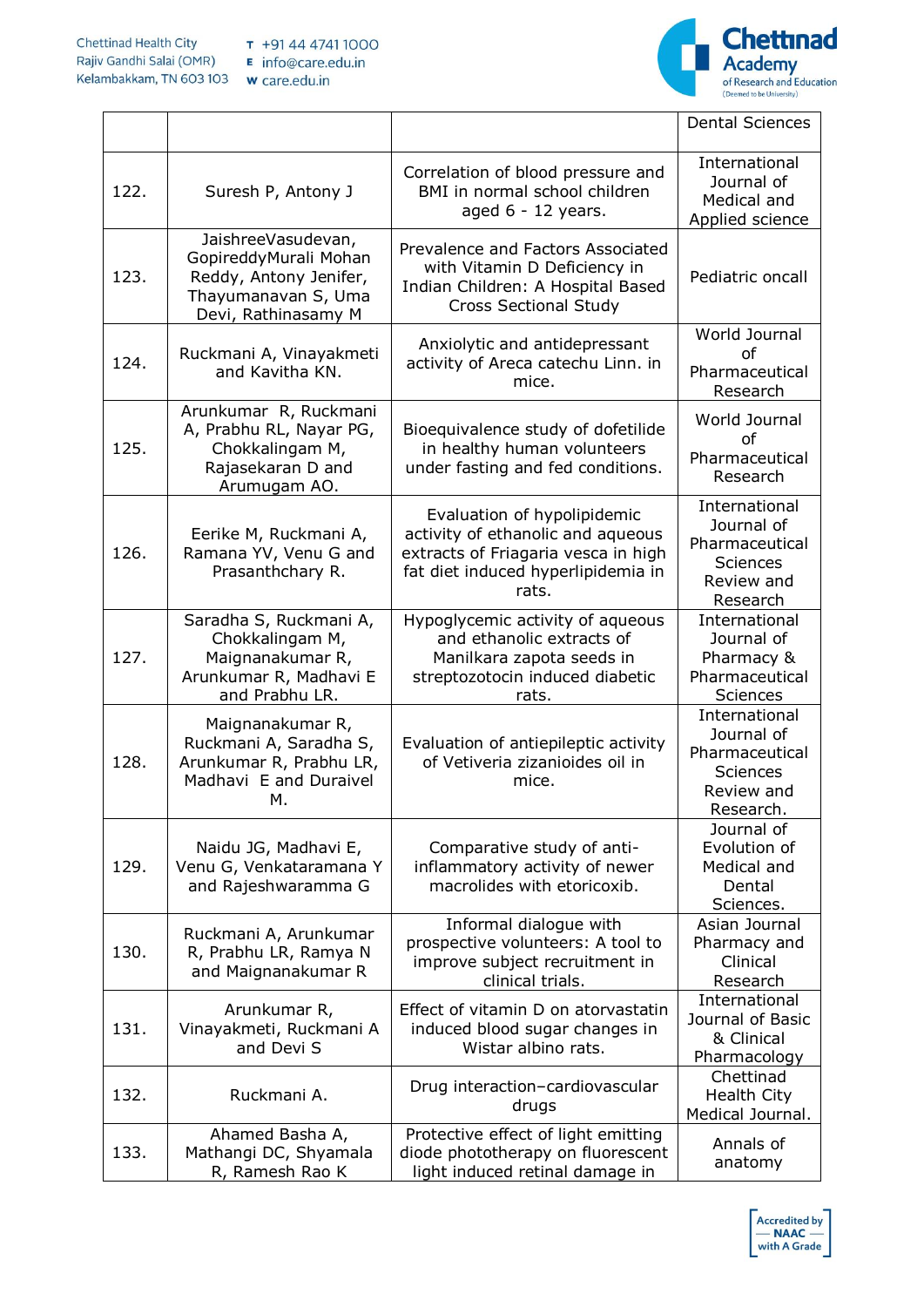| | | | Dental Sciences |
|---|---|---|---|
| 122. | Suresh P, Antony J | Correlation of blood pressure and BMI in normal school children aged 6 - 12 years. | International Journal of Medical and Applied science |
| 123. | JaishreeVasudevan, GopireddyMurali Mohan Reddy, Antony Jenifer, Thayumanavan S, Uma Devi, Rathinasamy M | Prevalence and Factors Associated with Vitamin D Deficiency in Indian Children: A Hospital Based Cross Sectional Study | Pediatric oncall |
| 124. | Ruckmani A, Vinayakmeti and Kavitha KN. | Anxiolytic and antidepressant activity of Areca catechu Linn. in mice. | World Journal of Pharmaceutical Research |
| 125. | Arunkumar R, Ruckmani A, Prabhu RL, Nayar PG, Chokkalingam M, Rajasekaran D and Arumugam AO. | Bioequivalence study of dofetilide in healthy human volunteers under fasting and fed conditions. | World Journal of Pharmaceutical Research |
| 126. | Eerike M, Ruckmani A, Ramana YV, Venu G and Prasanthchary R. | Evaluation of hypolipidemic activity of ethanolic and aqueous extracts of Friagaria vesca in high fat diet induced hyperlipidemia in rats. | International Journal of Pharmaceutical Sciences Review and Research |
| 127. | Saradha S, Ruckmani A, Chokkalingam M, Maignanakumar R, Arunkumar R, Madhavi E and Prabhu LR. | Hypoglycemic activity of aqueous and ethanolic extracts of Manilkara zapota seeds in streptozotocin induced diabetic rats. | International Journal of Pharmacy & Pharmaceutical Sciences |
| 128. | Maignanakumar R, Ruckmani A, Saradha S, Arunkumar R, Prabhu LR, Madhavi E and Duraivel M. | Evaluation of antiepileptic activity of Vetiveria zizanioides oil in mice. | International Journal of Pharmaceutical Sciences Review and Research. |
| 129. | Naidu JG, Madhavi E, Venu G, Venkataramana Y and Rajeshwaramma G | Comparative study of anti-inflammatory activity of newer macrolides with etoricoxib. | Journal of Evolution of Medical and Dental Sciences. |
| 130. | Ruckmani A, Arunkumar R, Prabhu LR, Ramya N and Maignanakumar R | Informal dialogue with prospective volunteers: A tool to improve subject recruitment in clinical trials. | Asian Journal Pharmacy and Clinical Research |
| 131. | Arunkumar R, Vinayakmeti, Ruckmani A and Devi S | Effect of vitamin D on atorvastatin induced blood sugar changes in Wistar albino rats. | International Journal of Basic & Clinical Pharmacology |
| 132. | Ruckmani A. | Drug interaction–cardiovascular drugs | Chettinad Health City Medical Journal. |
| 133. | Ahamed Basha A, Mathangi DC, Shyamala R, Ramesh Rao K | Protective effect of light emitting diode phototherapy on fluorescent light induced retinal damage in | Annals of anatomy |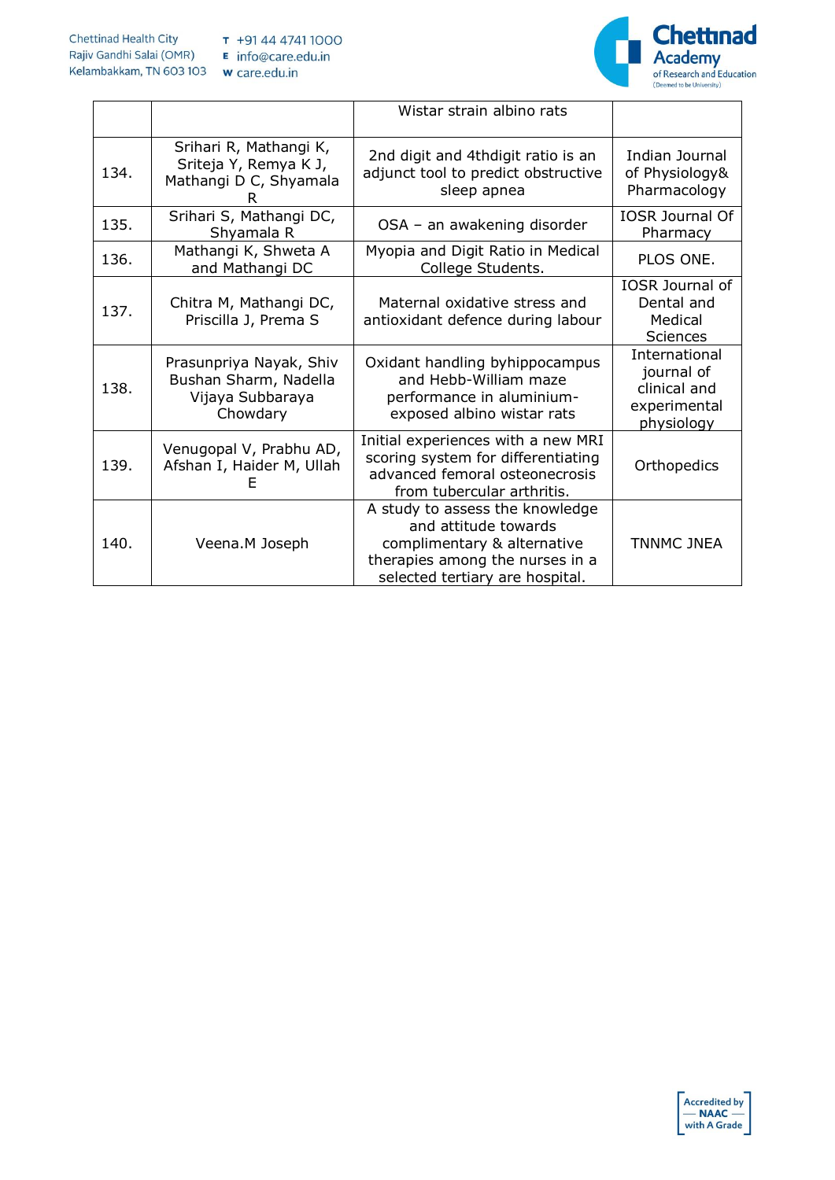| | | | |
|---|---|---|---|
| | | Wistar strain albino rats | |
| 134. | Srihari R, Mathangi K, Sriteja Y, Remya K J, Mathangi D C, Shyamala R | 2nd digit and 4thdigit ratio is an adjunct tool to predict obstructive sleep apnea | Indian Journal of Physiology& Pharmacology |
| 135. | Srihari S, Mathangi DC, Shyamala R | OSA – an awakening disorder | IOSR Journal Of Pharmacy |
| 136. | Mathangi K, Shweta A and Mathangi DC | Myopia and Digit Ratio in Medical College Students. | PLOS ONE. |
| 137. | Chitra M, Mathangi DC, Priscilla J, Prema S | Maternal oxidative stress and antioxidant defence during labour | IOSR Journal of Dental and Medical Sciences |
| 138. | Prasunpriya Nayak, Shiv Bushan Sharm, Nadella Vijaya Subbaraya Chowdary | Oxidant handling byhippocampus and Hebb-William maze performance in aluminium-exposed albino wistar rats | International journal of clinical and experimental physiology |
| 139. | Venugopal V, Prabhu AD, Afshan I, Haider M, Ullah E | Initial experiences with a new MRI scoring system for differentiating advanced femoral osteonecrosis from tubercular arthritis. | Orthopedics |
| 140. | Veena.M Joseph | A study to assess the knowledge and attitude towards complimentary & alternative therapies among the nurses in a selected tertiary are hospital. | TNNMC JNEA |